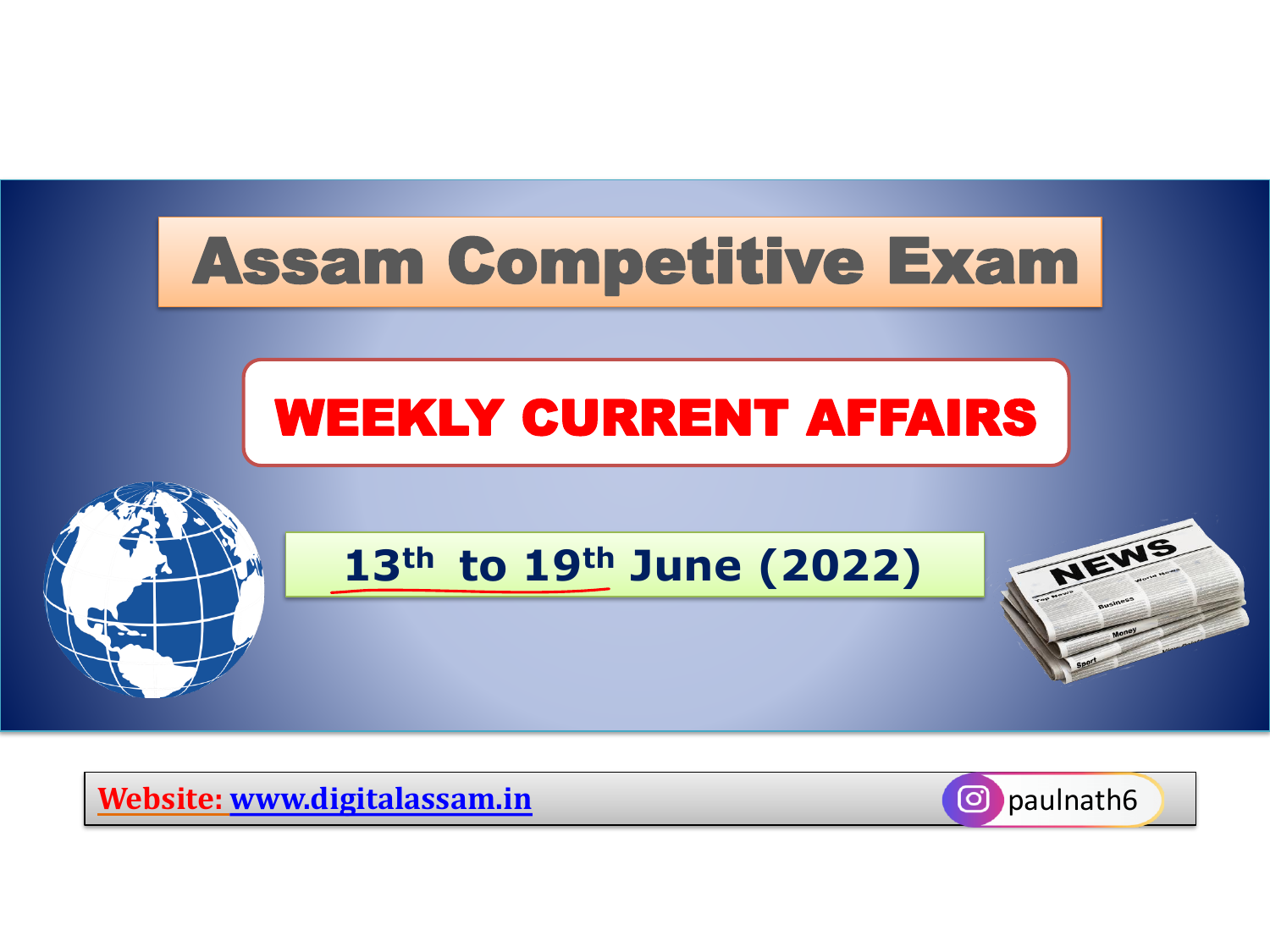# Assam Competitive Exam

## WEEKLY CURRENT AFFAIRS

### 13th to 19th June (2022)

**Website:** www.digitalassam.in

paulnath6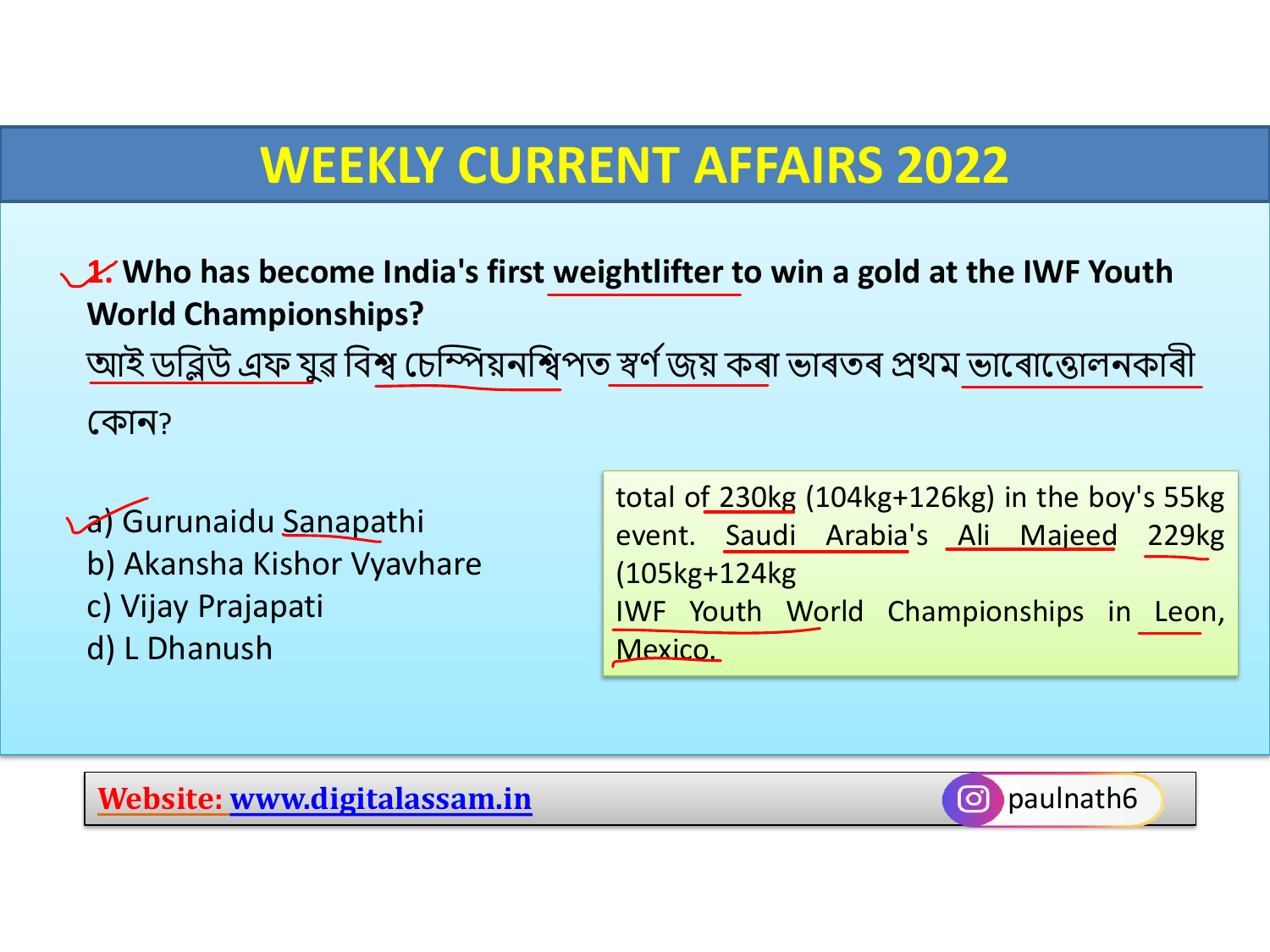# WEEKLY CURRENT AFFAIRS 2022

**1. Who has become India's first weightlifter to win a gold at the IWF Youth World Championships?**

আই ডব্লিউ এফ যুৱ বিশ্ব চেম্পিয়নশ্বিপত স্বৰ্ণ জয় কৰা ভাৰতৰ প্ৰথম ভাৰোত্তোলনকাৰী কোন?

a) Gurunaidu Sanapathi
b) Akansha Kishor Vyavhare
c) Vijay Prajapati
d) L Dhanush

total of 230kg (104kg+126kg) in the boy's 55kg event. Saudi Arabia's Ali Majeed 229kg (105kg+124kg
IWF Youth World Championships in Leon, Mexico.

Website: www.digitalassam.in

paulnath6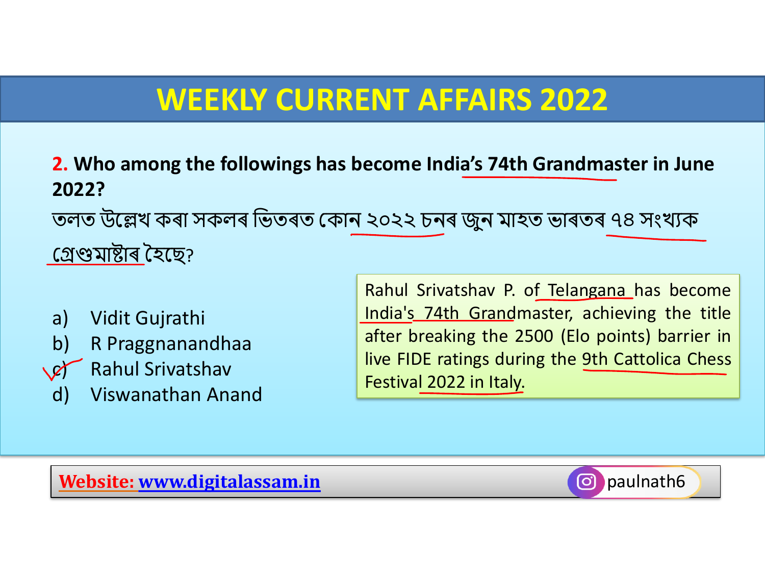# WEEKLY CURRENT AFFAIRS 2022

**2. Who among the followings has become India's 74th Grandmaster in June 2022?**

তলত উল্লেখ কৰা সকলৰ ভিতৰত কোন ২০২২ চনৰ জুন মাহত ভাৰতৰ ৭৪ সংখ্যক গ্ৰেণ্ডমাষ্টাৰ হৈছে?

a) Vidit Gujrathi
b) R Praggnanandhaa
c) Rahul Srivatshav ✓
d) Viswanathan Anand

Rahul Srivatshav P. of Telangana has become India's 74th Grandmaster, achieving the title after breaking the 2500 (Elo points) barrier in live FIDE ratings during the 9th Cattolica Chess Festival 2022 in Italy.

Website: www.digitalassam.in

paulnath6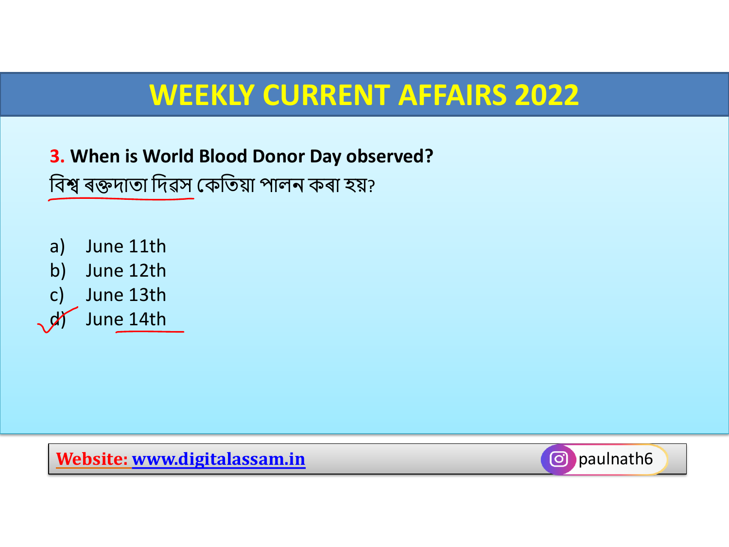# WEEKLY CURRENT AFFAIRS 2022

**3. When is World Blood Donor Day observed?**

বিশ্ব ৰক্তদাতা দিৱস কেতিয়া পালন কৰা হয়?

a) June 11th
b) June 12th
c) June 13th
d) June 14th

**Website:** www.digitalassam.in

paulnath6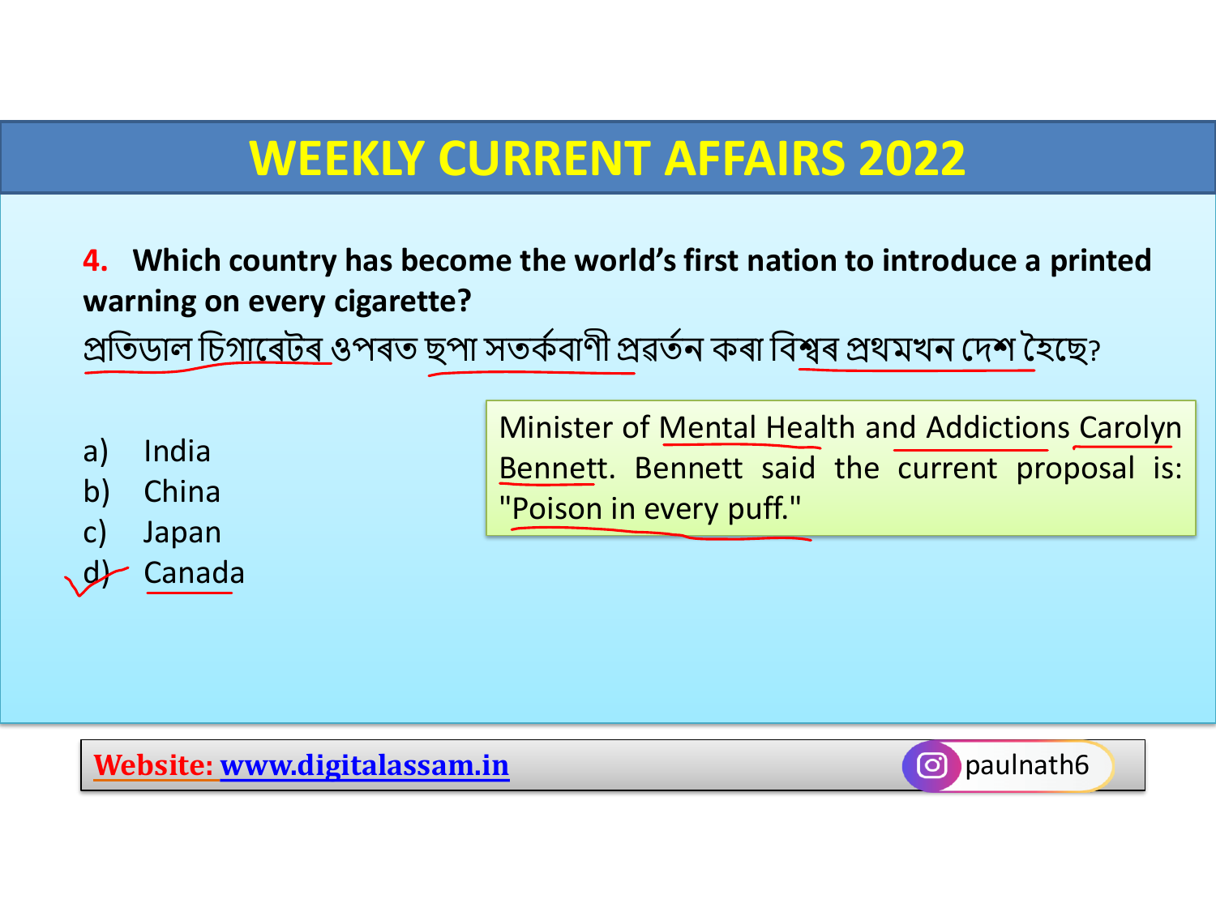# WEEKLY CURRENT AFFAIRS 2022

**4. Which country has become the world's first nation to introduce a printed warning on every cigarette?**

প্ৰতিডাল চিগাৰেটৰ ওপৰত ছপা সতৰ্কবাণী প্ৰৱৰ্তন কৰা বিশ্বৰ প্ৰথমখন দেশ হৈছে?

a) India
b) China
c) Japan
d) Canada

Minister of Mental Health and Addictions Carolyn Bennett. Bennett said the current proposal is: "Poison in every puff."

**Website:** www.digitalassam.in

paulnath6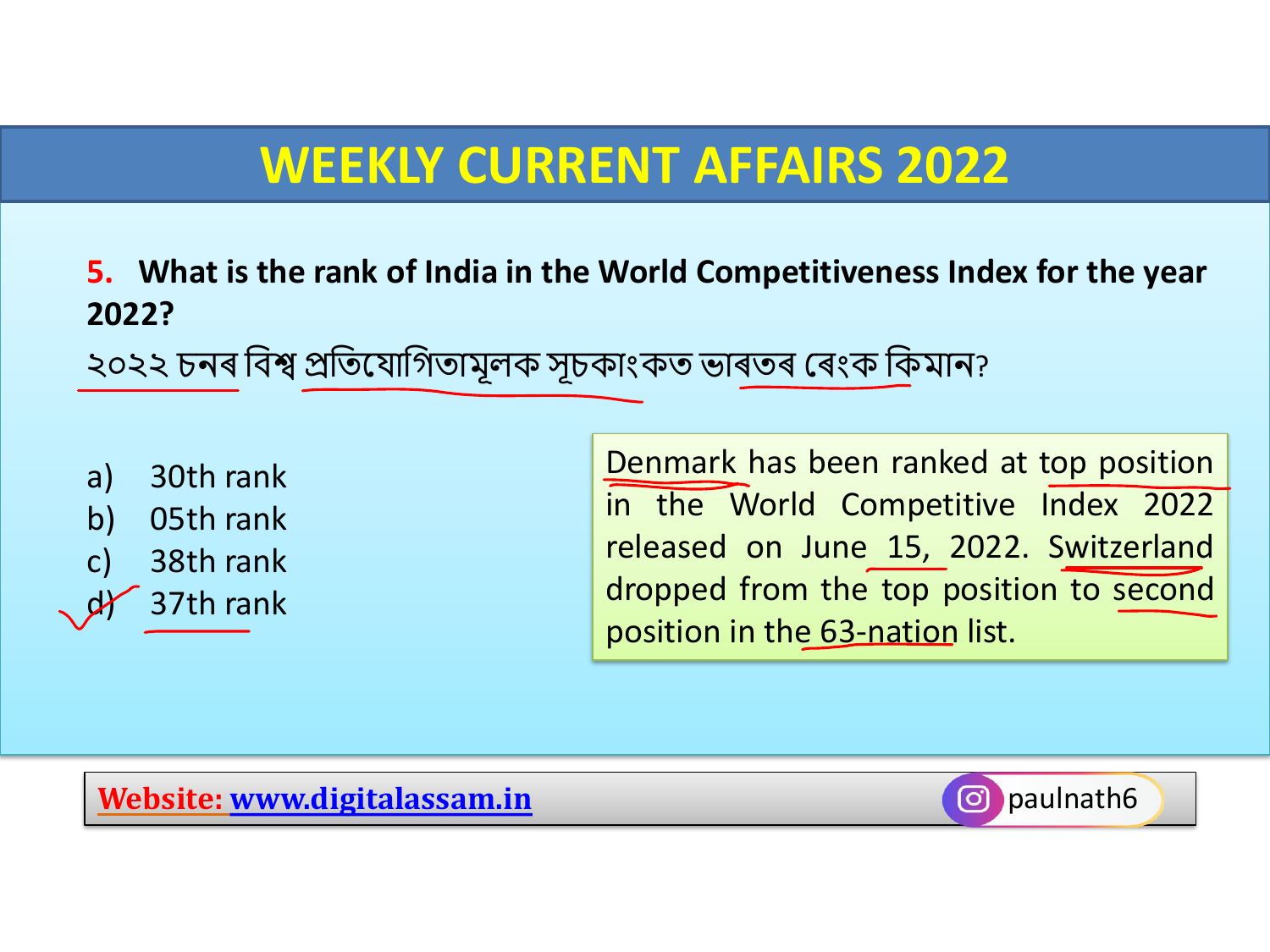# WEEKLY CURRENT AFFAIRS 2022

**5. What is the rank of India in the World Competitiveness Index for the year 2022?**

২০২২ চনৰ বিশ্ব প্ৰতিযোগিতামূলক সূচকাংকত ভাৰতৰ ৰেংক কিমান?

a) 30th rank
b) 05th rank
c) 38th rank
d) 37th rank

Denmark has been ranked at top position in the World Competitive Index 2022 released on June 15, 2022. Switzerland dropped from the top position to second position in the 63-nation list.

Website: www.digitalassam.in

paulnath6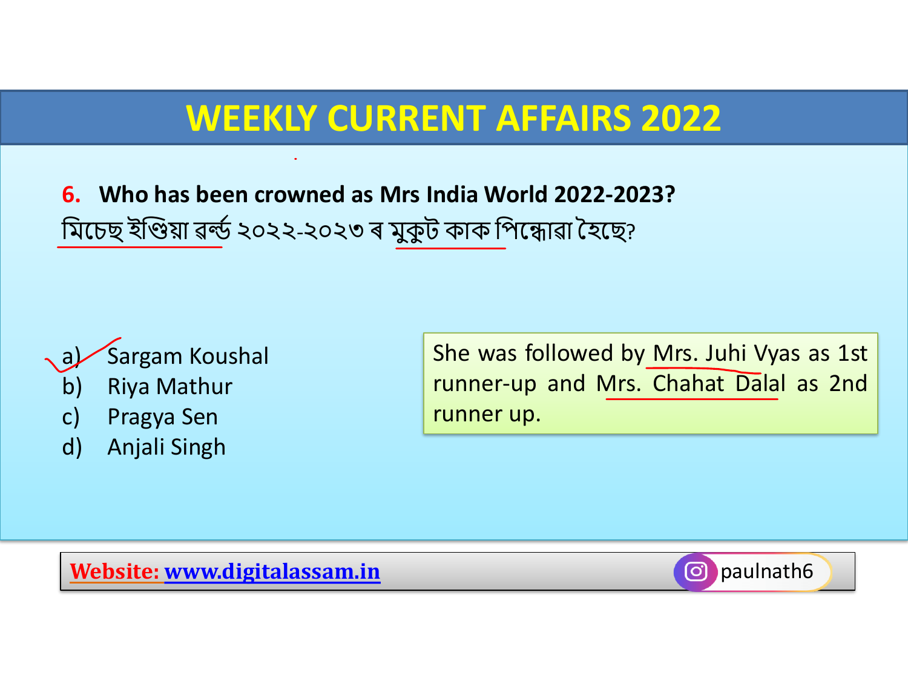# WEEKLY CURRENT AFFAIRS 2022

**6. Who has been crowned as Mrs India World 2022-2023?**

মিচেছ ইণ্ডিয়া ৱৰ্ল্ড ২০২২-২০২৩ ৰ মুকুট কাক পিন্ধোৱা হৈছে?

a) Sargam Koushal
b) Riya Mathur
c) Pragya Sen
d) Anjali Singh

She was followed by Mrs. Juhi Vyas as 1st runner-up and Mrs. Chahat Dalal as 2nd runner up.

Website: www.digitalassam.in

paulnath6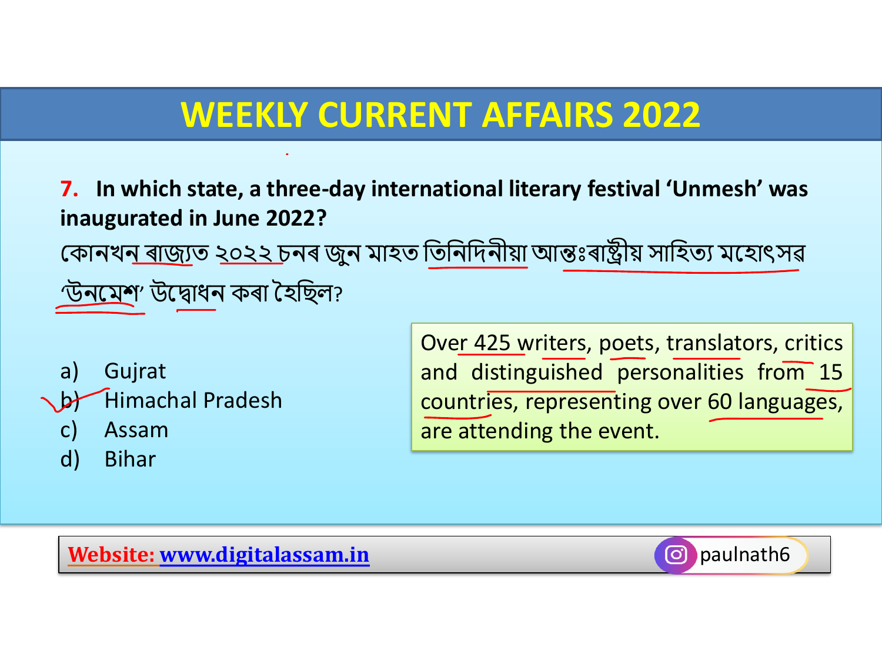# WEEKLY CURRENT AFFAIRS 2022

**7. In which state, a three-day international literary festival 'Unmesh' was inaugurated in June 2022?**

কোনখন ৰাজ্যত ২০২২ চনৰ জুন মাহত তিনিদিনীয়া আন্তঃৰাষ্ট্ৰীয় সাহিত্য মহোৎসৱ 'উনমেশ' উদ্বোধন কৰা হৈছিল?

a) Gujrat
b) Himachal Pradesh
c) Assam
d) Bihar

Over 425 writers, poets, translators, critics and distinguished personalities from 15 countries, representing over 60 languages, are attending the event.

Website: www.digitalassam.in

paulnath6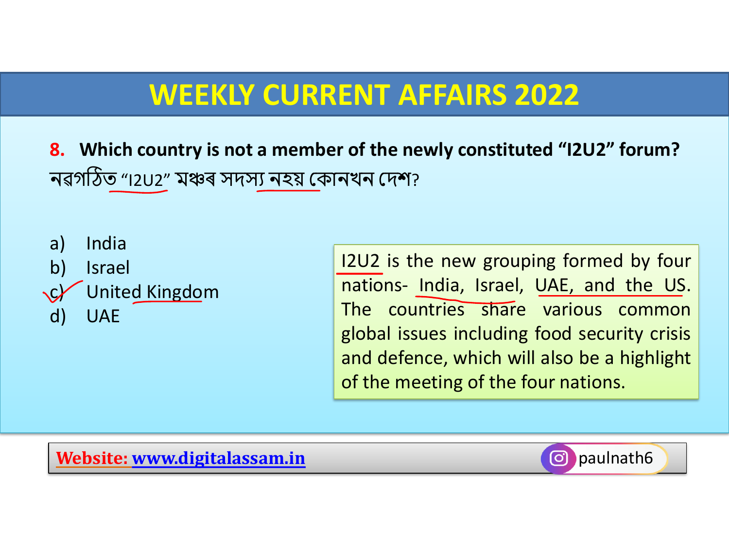# WEEKLY CURRENT AFFAIRS 2022

**8. Which country is not a member of the newly constituted “I2U2” forum?**

নৱগঠিত “I2U2” মঞ্চৰ সদস্য নহয় কোনখন দেশ?

a) India
b) Israel
c) United Kingdom
d) UAE

I2U2 is the new grouping formed by four nations- India, Israel, UAE, and the US. The countries share various common global issues including food security crisis and defence, which will also be a highlight of the meeting of the four nations.

Website: www.digitalassam.in

paulnath6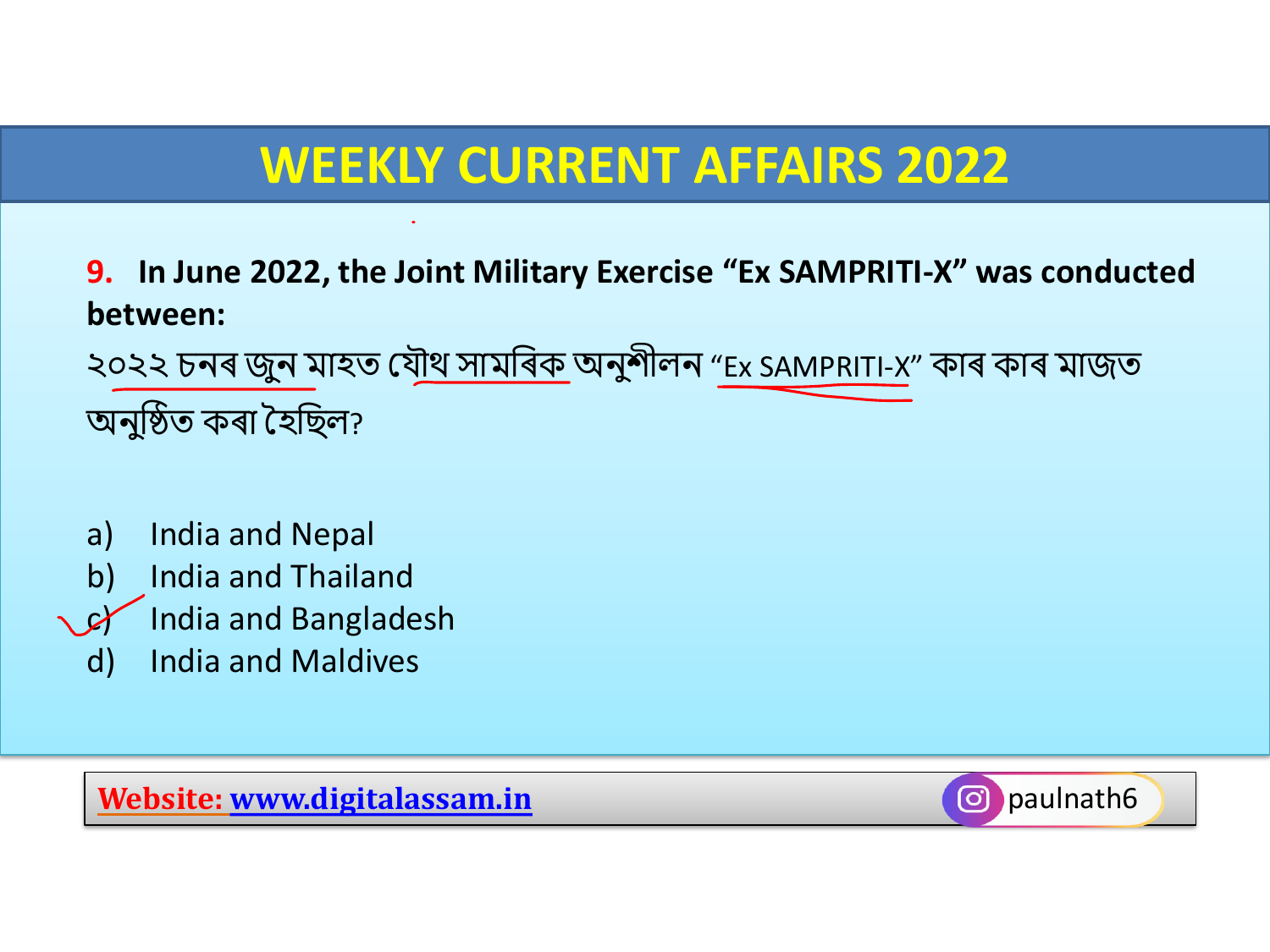# WEEKLY CURRENT AFFAIRS 2022

**9. In June 2022, the Joint Military Exercise “Ex SAMPRITI-X” was conducted between:**

২০২২ চনৰ জুন মাহত যৌথ সামৰিক অনুশীলন “Ex SAMPRITI-X” কাৰ কাৰ মাজত অনুষ্ঠিত কৰা হৈছিল?

a) India and Nepal
b) India and Thailand
c) India and Bangladesh
d) India and Maldives

**Website:** www.digitalassam.in

paulnath6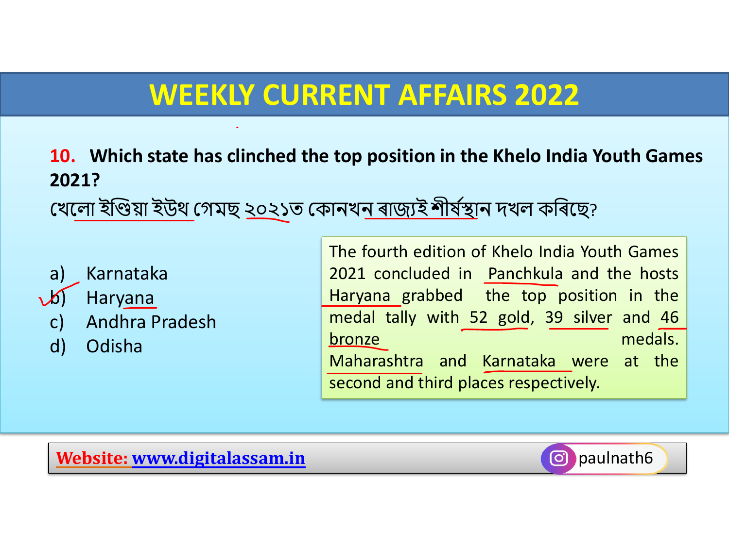# WEEKLY CURRENT AFFAIRS 2022

**10. Which state has clinched the top position in the Khelo India Youth Games 2021?**

খেলো ইণ্ডিয়া ইউথ গেমছ ২০২১ত কোনখন ৰাজ্যই শীৰ্ষস্থান দখল কৰিছে?

a) Karnataka
b) Haryana
c) Andhra Pradesh
d) Odisha

The fourth edition of Khelo India Youth Games 2021 concluded in Panchkula and the hosts Haryana grabbed the top position in the medal tally with 52 gold, 39 silver and 46 bronze medals. Maharashtra and Karnataka were at the second and third places respectively.

**Website:** www.digitalassam.in

paulnath6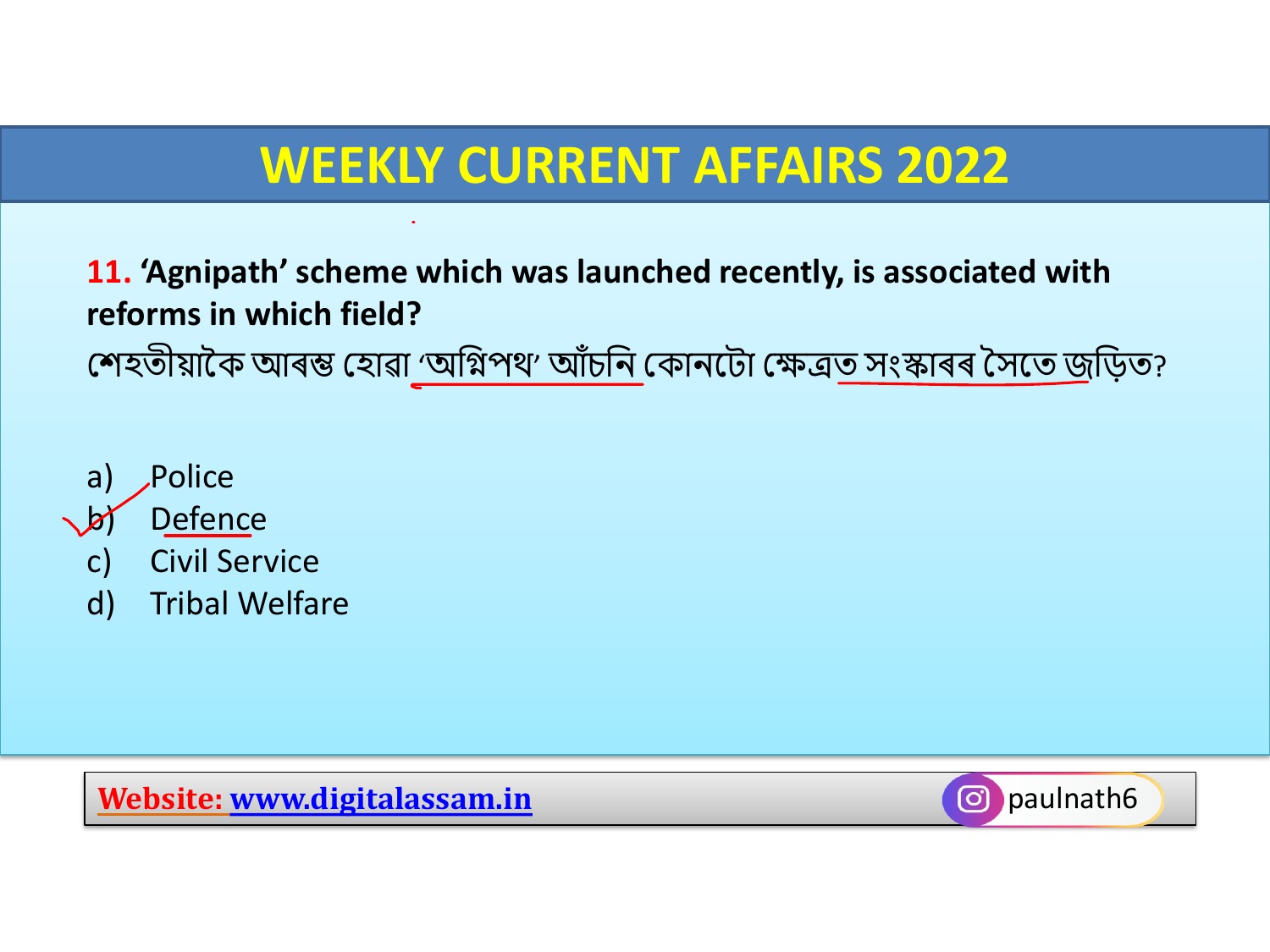## WEEKLY CURRENT AFFAIRS 2022

**11. 'Agnipath' scheme which was launched recently, is associated with reforms in which field?**

শেহতীয়াকৈ আৰম্ভ হোৱা 'অগ্নিপথ' আঁচনি কোনটো ক্ষেত্ৰত সংস্কাৰৰ সৈতে জড়িত?

a) Police
b) Defence
c) Civil Service
d) Tribal Welfare

**Website:** www.digitalassam.in

paulnath6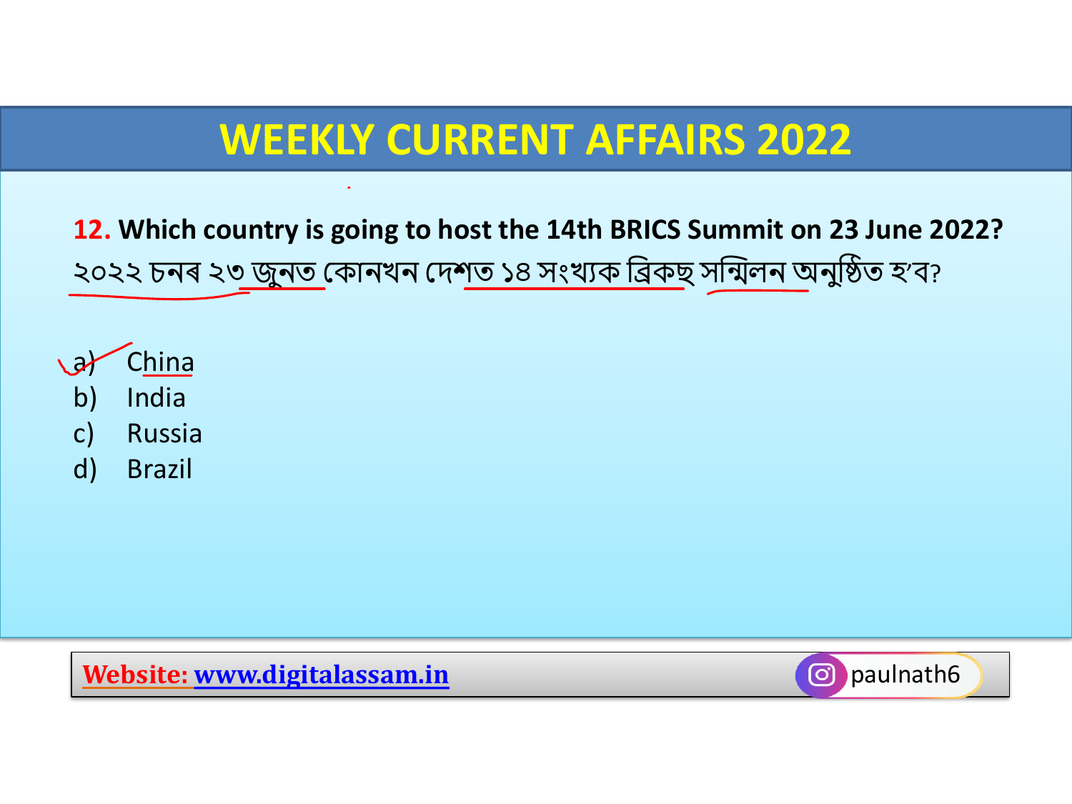# WEEKLY CURRENT AFFAIRS 2022

**12. Which country is going to host the 14th BRICS Summit on 23 June 2022?**

২০২২ চনৰ ২৩ জুনত কোনখন দেশত ১৪ সংখ্যক ব্ৰিকছ সন্মিলন অনুষ্ঠিত হ'ব?

a) China
b) India
c) Russia
d) Brazil

Website: www.digitalassam.in

paulnath6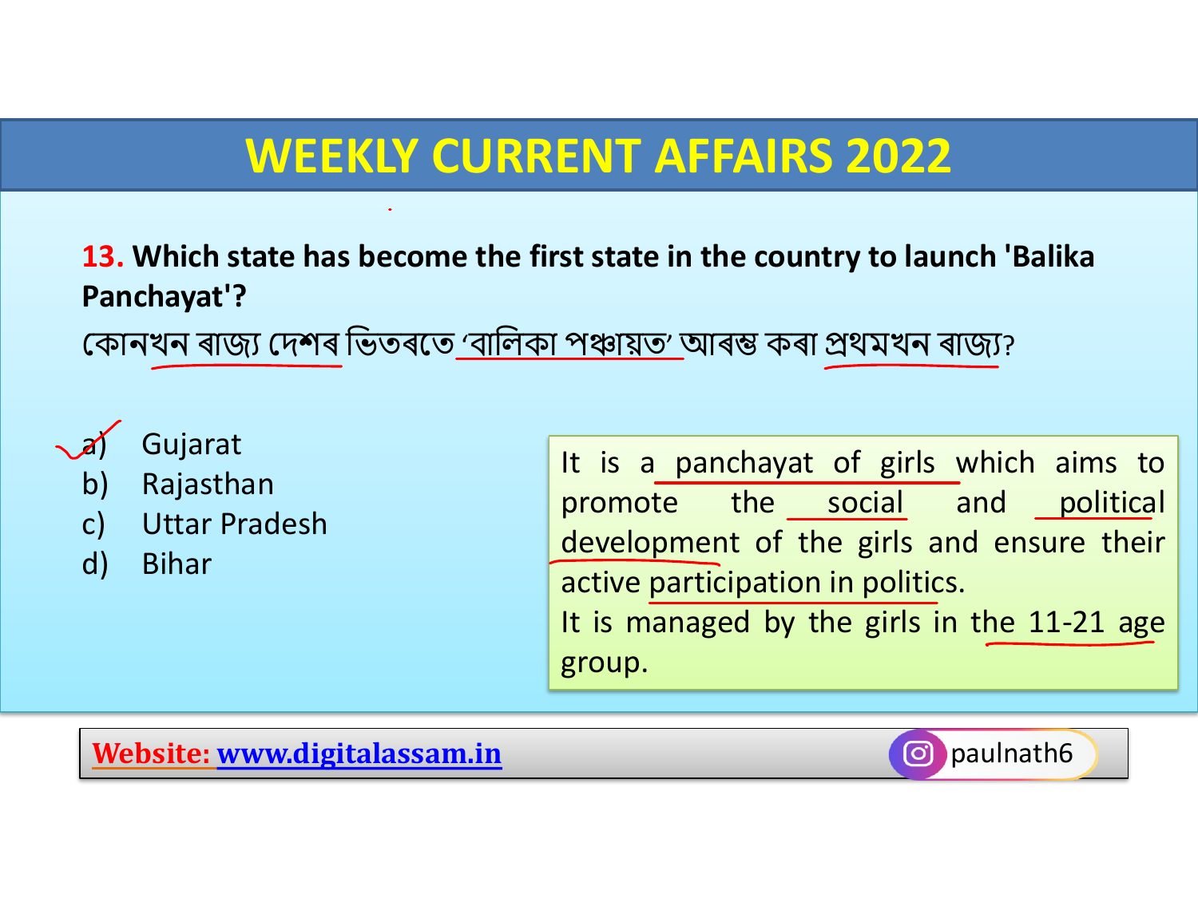# WEEKLY CURRENT AFFAIRS 2022

**13. Which state has become the first state in the country to launch 'Balika Panchayat'?**

কোনখন ৰাজ্য দেশৰ ভিতৰতে 'বালিকা পঞ্চায়ত' আৰম্ভ কৰা প্ৰথমখন ৰাজ্য?

a) Gujarat
b) Rajasthan
c) Uttar Pradesh
d) Bihar

It is a panchayat of girls which aims to promote the social and political development of the girls and ensure their active participation in politics.
It is managed by the girls in the 11-21 age group.

**Website:** www.digitalassam.in

paulnath6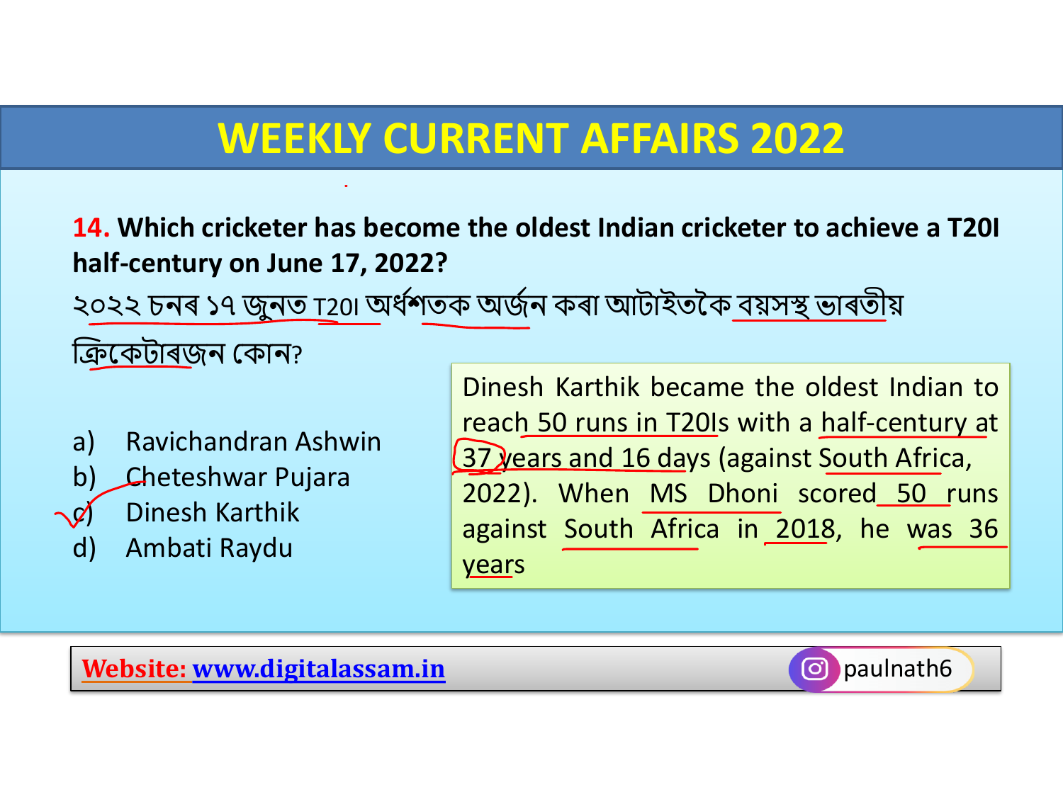# WEEKLY CURRENT AFFAIRS 2022

**14. Which cricketer has become the oldest Indian cricketer to achieve a T20I half-century on June 17, 2022?**

২০২২ চনৰ ১৭ জুনত T20I অৰ্ধশতক অৰ্জন কৰা আটাইতকৈ বয়সস্থ ভাৰতীয় ক্ৰিকেটাৰজন কোন?

a) Ravichandran Ashwin
b) Cheteshwar Pujara
c) Dinesh Karthik
d) Ambati Raydu

Dinesh Karthik became the oldest Indian to reach 50 runs in T20Is with a half-century at 37 years and 16 days (against South Africa, 2022). When MS Dhoni scored 50 runs against South Africa in 2018, he was 36 years

Website: www.digitalassam.in

paulnath6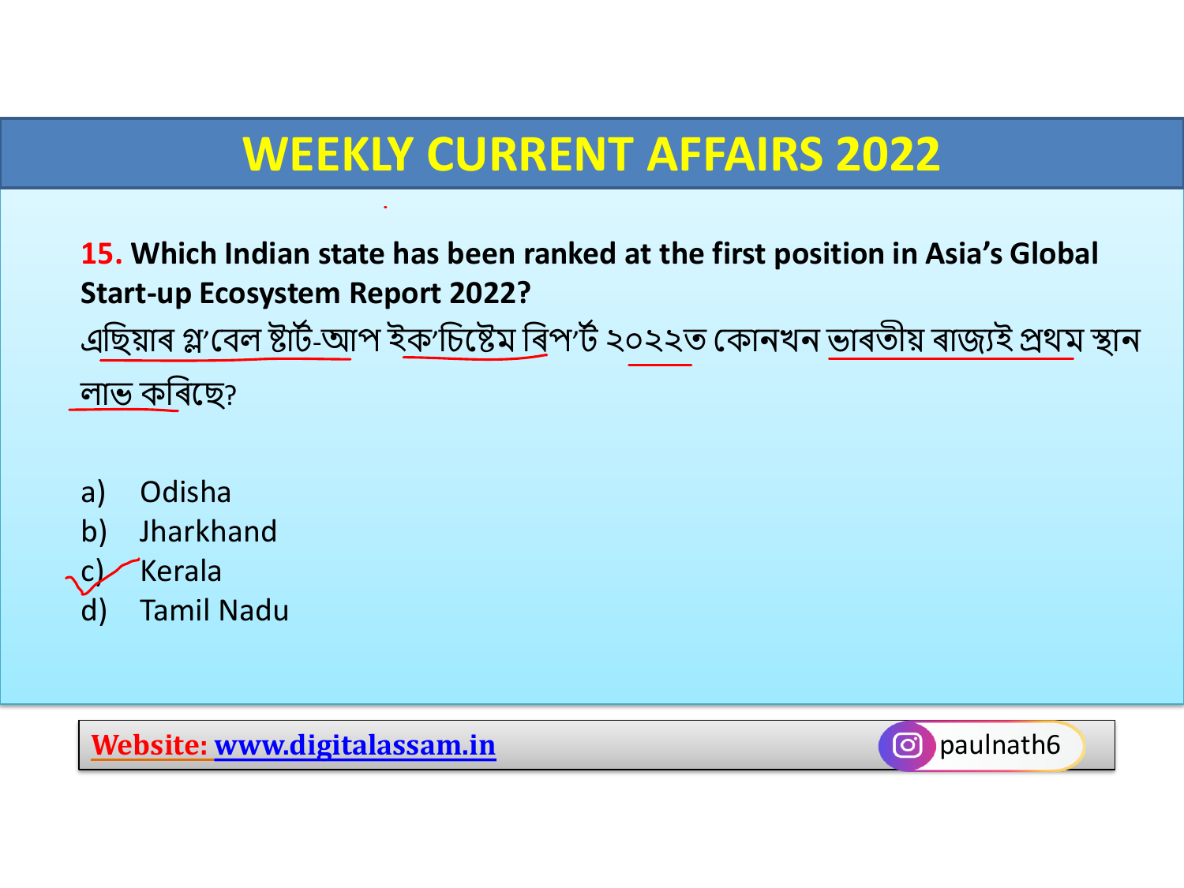# WEEKLY CURRENT AFFAIRS 2022

**15. Which Indian state has been ranked at the first position in Asia's Global Start-up Ecosystem Report 2022?**

এছিয়াৰ গ্ল'বেল ষ্টাৰ্ট-আপ ইক'চিষ্টেম ৰিপ'ৰ্ট ২০২২ত কোনখন ভাৰতীয় ৰাজ্যই প্ৰথম স্থান লাভ কৰিছে?

a) Odisha
b) Jharkhand
c) Kerala
d) Tamil Nadu

Website: www.digitalassam.in

paulnath6